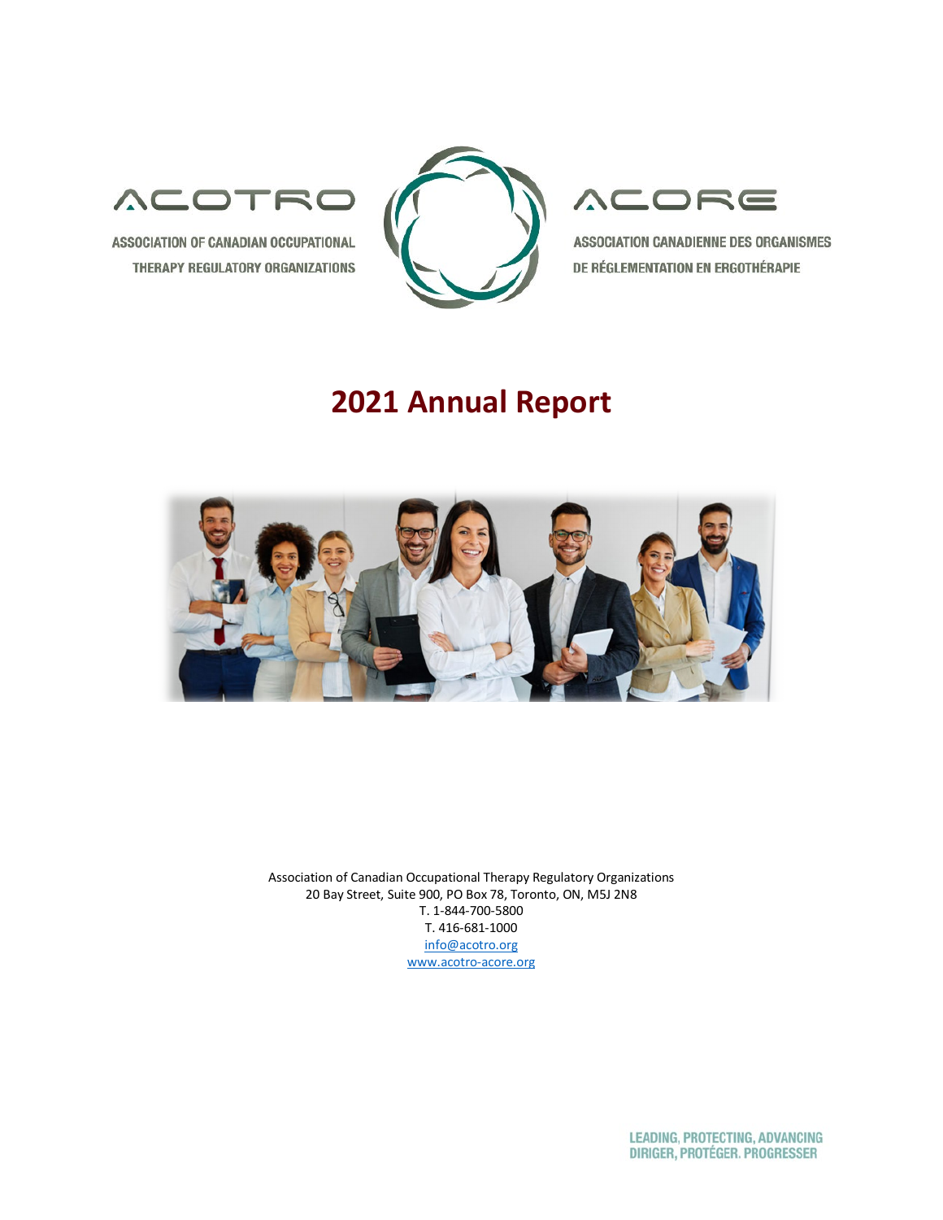ACOTRO

ASSOCIATION OF CANADIAN OCCUPATIONAL THERAPY REGULATORY ORGANIZATIONS

ACORE

ASSOCIATION CANADIENNE DES ORGANISMES DE RÉGLEMENTATION EN ERGOTHÉRAPIE

# 2021 Annual Report

Association of Canadian Occupational Therapy Regulatory Organizations
20 Bay Street, Suite 900, PO Box 78, Toronto, ON, M5J 2N8
T. 1-844-700-5800
T. 416-681-1000
info@acotro.org
www.acotro-acore.org

LEADING, PROTECTING, ADVANCING
DIRIGER, PROTÉGER, PROGRESSER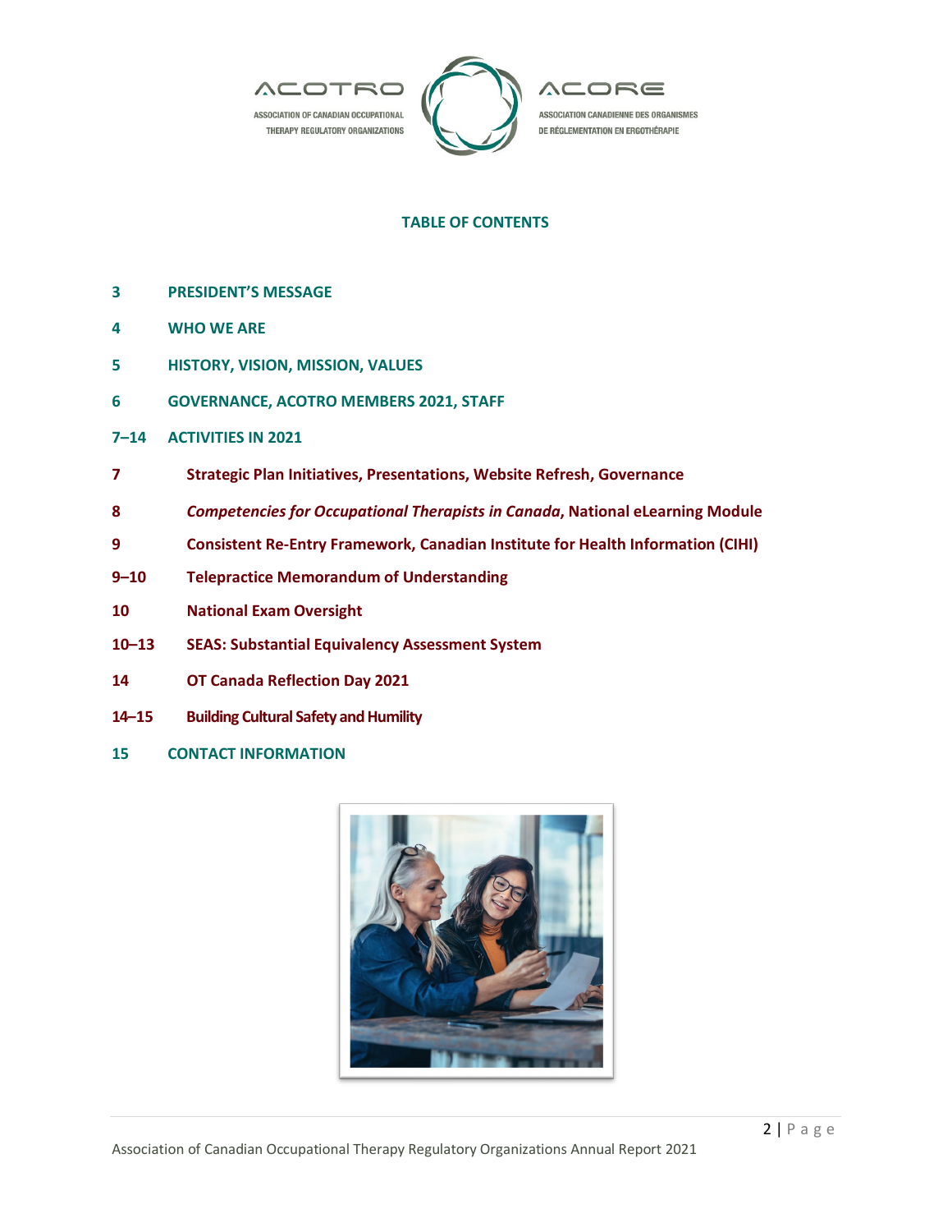ACOTRO

ASSOCIATION OF CANADIAN OCCUPATIONAL THERAPY REGULATORY ORGANIZATIONS

ACORE

ASSOCIATION CANADIENNE DES ORGANISMES DE RÉGLEMENTATION EN ERGOTHÉRAPIE

## TABLE OF CONTENTS

| | |
|---|---|
| **3** | **PRESIDENT'S MESSAGE** |
| **4** | **WHO WE ARE** |
| **5** | **HISTORY, VISION, MISSION, VALUES** |
| **6** | **GOVERNANCE, ACOTRO MEMBERS 2021, STAFF** |
| **7–14** | **ACTIVITIES IN 2021** |
| **7** | **Strategic Plan Initiatives, Presentations, Website Refresh, Governance** |
| **8** | ***Competencies for Occupational Therapists in Canada*, National eLearning Module** |
| **9** | **Consistent Re-Entry Framework, Canadian Institute for Health Information (CIHI)** |
| **9–10** | **Telepractice Memorandum of Understanding** |
| **10** | **National Exam Oversight** |
| **10–13** | **SEAS: Substantial Equivalency Assessment System** |
| **14** | **OT Canada Reflection Day 2021** |
| **14–15** | **Building Cultural Safety and Humility** |
| **15** | **CONTACT INFORMATION** |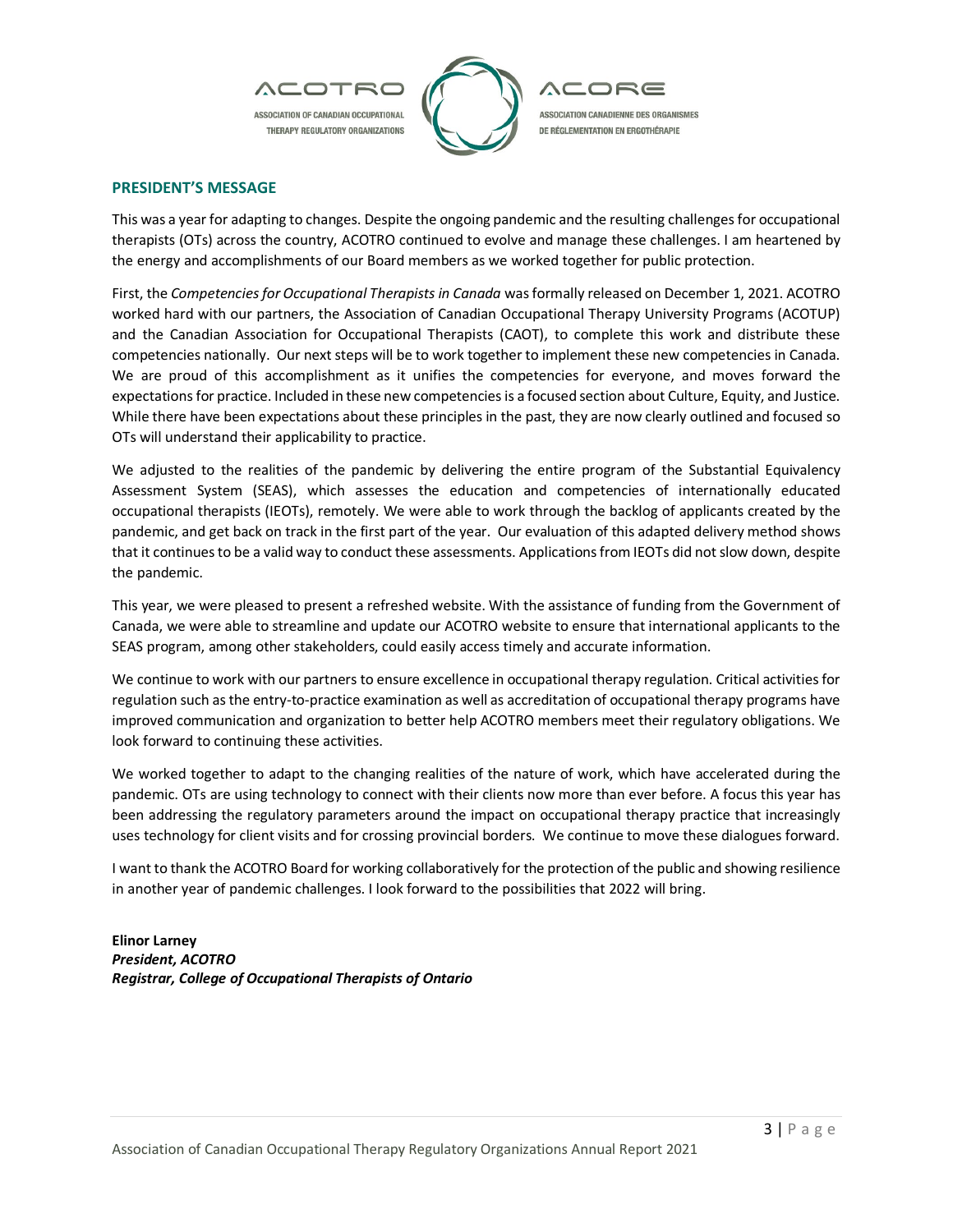ACOTRO

ASSOCIATION OF CANADIAN OCCUPATIONAL THERAPY REGULATORY ORGANIZATIONS

ACORE

ASSOCIATION CANADIENNE DES ORGANISMES DE RÉGLEMENTATION EN ERGOTHÉRAPIE

## PRESIDENT'S MESSAGE

This was a year for adapting to changes. Despite the ongoing pandemic and the resulting challenges for occupational therapists (OTs) across the country, ACOTRO continued to evolve and manage these challenges. I am heartened by the energy and accomplishments of our Board members as we worked together for public protection.

First, the *Competencies for Occupational Therapists in Canada* was formally released on December 1, 2021. ACOTRO worked hard with our partners, the Association of Canadian Occupational Therapy University Programs (ACOTUP) and the Canadian Association for Occupational Therapists (CAOT), to complete this work and distribute these competencies nationally. Our next steps will be to work together to implement these new competencies in Canada. We are proud of this accomplishment as it unifies the competencies for everyone, and moves forward the expectations for practice. Included in these new competencies is a focused section about Culture, Equity, and Justice. While there have been expectations about these principles in the past, they are now clearly outlined and focused so OTs will understand their applicability to practice.

We adjusted to the realities of the pandemic by delivering the entire program of the Substantial Equivalency Assessment System (SEAS), which assesses the education and competencies of internationally educated occupational therapists (IEOTs), remotely. We were able to work through the backlog of applicants created by the pandemic, and get back on track in the first part of the year. Our evaluation of this adapted delivery method shows that it continues to be a valid way to conduct these assessments. Applications from IEOTs did not slow down, despite the pandemic.

This year, we were pleased to present a refreshed website. With the assistance of funding from the Government of Canada, we were able to streamline and update our ACOTRO website to ensure that international applicants to the SEAS program, among other stakeholders, could easily access timely and accurate information.

We continue to work with our partners to ensure excellence in occupational therapy regulation. Critical activities for regulation such as the entry-to-practice examination as well as accreditation of occupational therapy programs have improved communication and organization to better help ACOTRO members meet their regulatory obligations. We look forward to continuing these activities.

We worked together to adapt to the changing realities of the nature of work, which have accelerated during the pandemic. OTs are using technology to connect with their clients now more than ever before. A focus this year has been addressing the regulatory parameters around the impact on occupational therapy practice that increasingly uses technology for client visits and for crossing provincial borders. We continue to move these dialogues forward.

I want to thank the ACOTRO Board for working collaboratively for the protection of the public and showing resilience in another year of pandemic challenges. I look forward to the possibilities that 2022 will bring.

**Elinor Larney**
***President, ACOTRO***
***Registrar, College of Occupational Therapists of Ontario***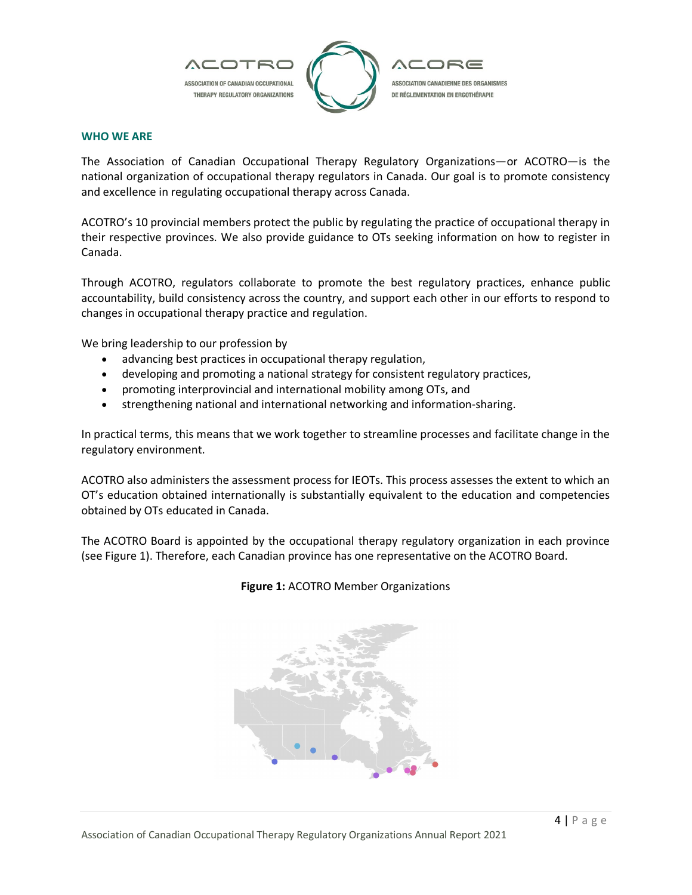## WHO WE ARE

The Association of Canadian Occupational Therapy Regulatory Organizations—or ACOTRO—is the national organization of occupational therapy regulators in Canada. Our goal is to promote consistency and excellence in regulating occupational therapy across Canada.

ACOTRO's 10 provincial members protect the public by regulating the practice of occupational therapy in their respective provinces. We also provide guidance to OTs seeking information on how to register in Canada.

Through ACOTRO, regulators collaborate to promote the best regulatory practices, enhance public accountability, build consistency across the country, and support each other in our efforts to respond to changes in occupational therapy practice and regulation.

We bring leadership to our profession by

- advancing best practices in occupational therapy regulation,
- developing and promoting a national strategy for consistent regulatory practices,
- promoting interprovincial and international mobility among OTs, and
- strengthening national and international networking and information-sharing.

In practical terms, this means that we work together to streamline processes and facilitate change in the regulatory environment.

ACOTRO also administers the assessment process for IEOTs. This process assesses the extent to which an OT's education obtained internationally is substantially equivalent to the education and competencies obtained by OTs educated in Canada.

The ACOTRO Board is appointed by the occupational therapy regulatory organization in each province (see Figure 1). Therefore, each Canadian province has one representative on the ACOTRO Board.

**Figure 1:** ACOTRO Member Organizations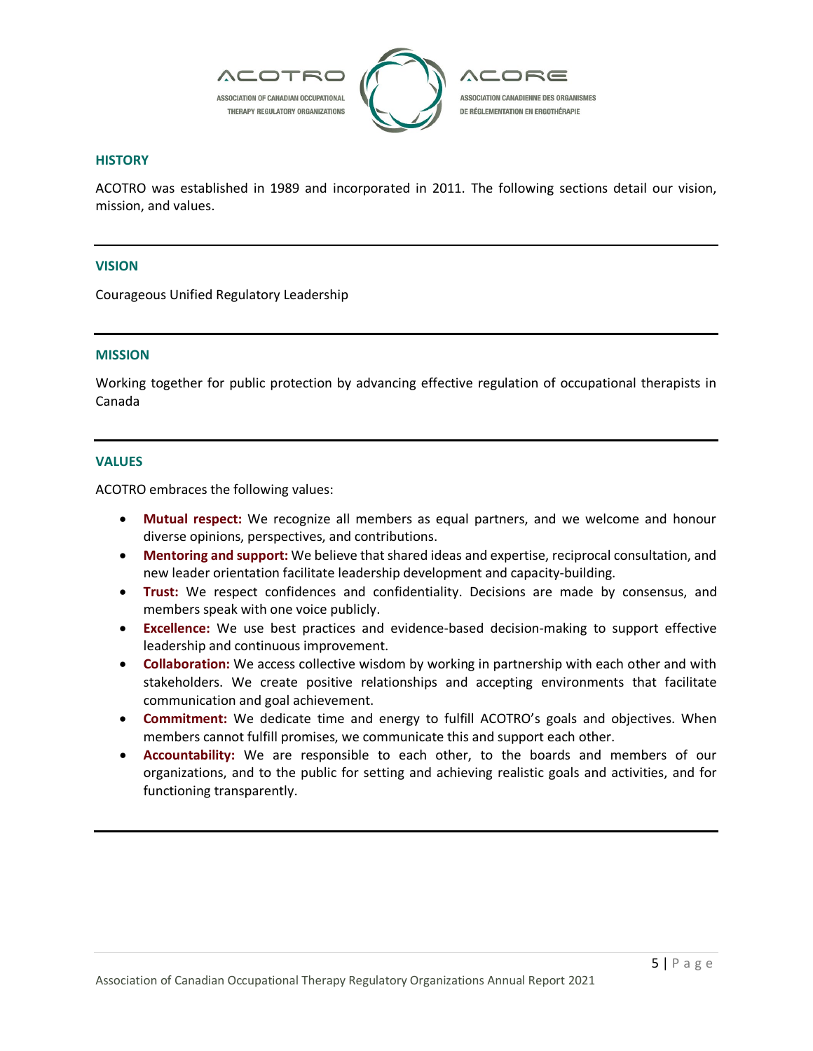ACOTRO

ASSOCIATION OF CANADIAN OCCUPATIONAL THERAPY REGULATORY ORGANIZATIONS

ACORE

ASSOCIATION CANADIENNE DES ORGANISMES DE RÉGLEMENTATION EN ERGOTHÉRAPIE

## HISTORY

ACOTRO was established in 1989 and incorporated in 2011. The following sections detail our vision, mission, and values.

---

## VISION

Courageous Unified Regulatory Leadership

---

## MISSION

Working together for public protection by advancing effective regulation of occupational therapists in Canada

---

## VALUES

ACOTRO embraces the following values:

- **Mutual respect:** We recognize all members as equal partners, and we welcome and honour diverse opinions, perspectives, and contributions.
- **Mentoring and support:** We believe that shared ideas and expertise, reciprocal consultation, and new leader orientation facilitate leadership development and capacity-building.
- **Trust:** We respect confidences and confidentiality. Decisions are made by consensus, and members speak with one voice publicly.
- **Excellence:** We use best practices and evidence-based decision-making to support effective leadership and continuous improvement.
- **Collaboration:** We access collective wisdom by working in partnership with each other and with stakeholders. We create positive relationships and accepting environments that facilitate communication and goal achievement.
- **Commitment:** We dedicate time and energy to fulfill ACOTRO's goals and objectives. When members cannot fulfill promises, we communicate this and support each other.
- **Accountability:** We are responsible to each other, to the boards and members of our organizations, and to the public for setting and achieving realistic goals and activities, and for functioning transparently.

---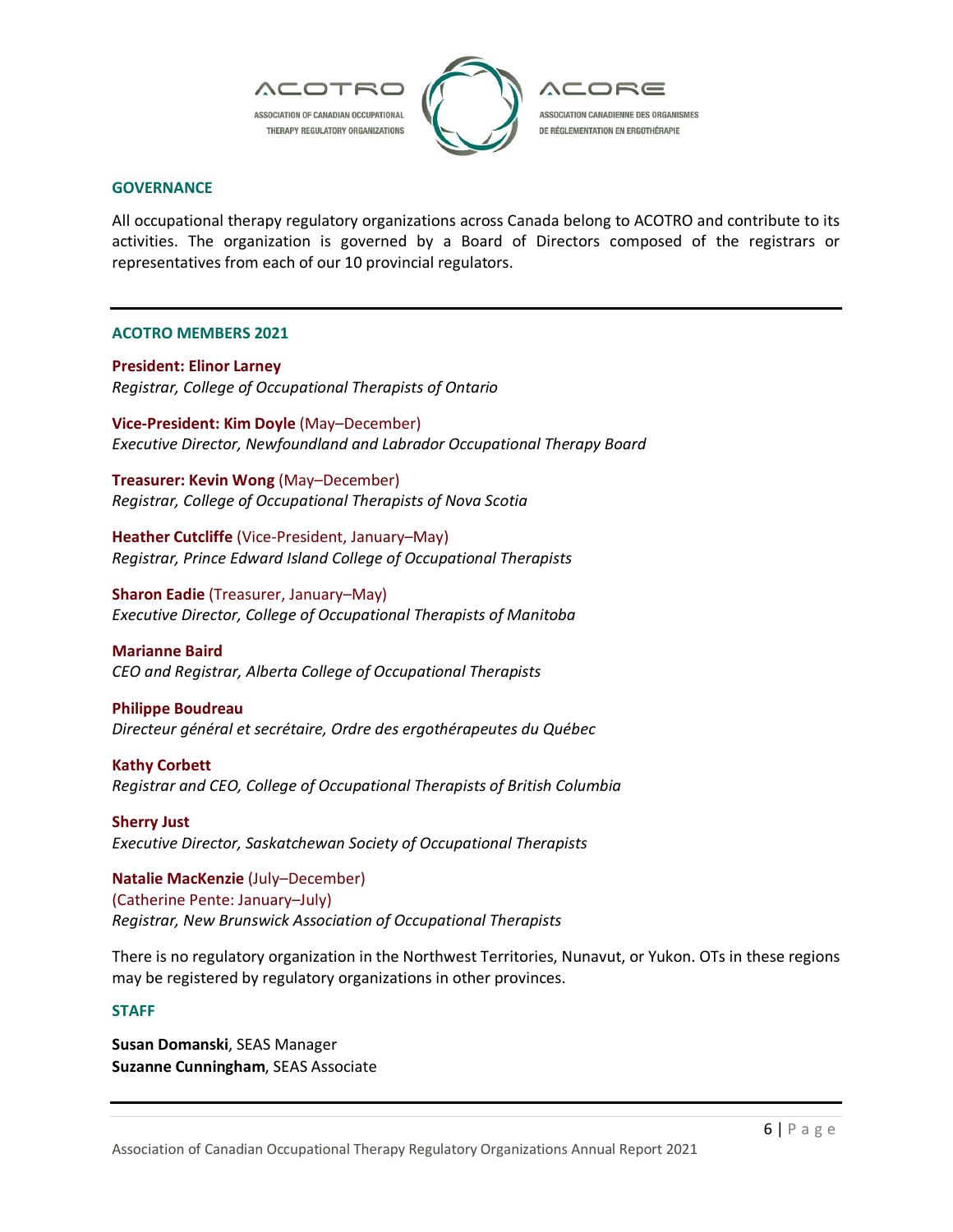## GOVERNANCE

All occupational therapy regulatory organizations across Canada belong to ACOTRO and contribute to its activities. The organization is governed by a Board of Directors composed of the registrars or representatives from each of our 10 provincial regulators.

---

## ACOTRO MEMBERS 2021

**President: Elinor Larney**
*Registrar, College of Occupational Therapists of Ontario*

**Vice-President: Kim Doyle** (May–December)
*Executive Director, Newfoundland and Labrador Occupational Therapy Board*

**Treasurer: Kevin Wong** (May–December)
*Registrar, College of Occupational Therapists of Nova Scotia*

**Heather Cutcliffe** (Vice-President, January–May)
*Registrar, Prince Edward Island College of Occupational Therapists*

**Sharon Eadie** (Treasurer, January–May)
*Executive Director, College of Occupational Therapists of Manitoba*

**Marianne Baird**
*CEO and Registrar, Alberta College of Occupational Therapists*

**Philippe Boudreau**
*Directeur général et secrétaire, Ordre des ergothérapeutes du Québec*

**Kathy Corbett**
*Registrar and CEO, College of Occupational Therapists of British Columbia*

**Sherry Just**
*Executive Director, Saskatchewan Society of Occupational Therapists*

**Natalie MacKenzie** (July–December)
(Catherine Pente: January–July)
*Registrar, New Brunswick Association of Occupational Therapists*

There is no regulatory organization in the Northwest Territories, Nunavut, or Yukon. OTs in these regions may be registered by regulatory organizations in other provinces.

## STAFF

**Susan Domanski**, SEAS Manager
**Suzanne Cunningham**, SEAS Associate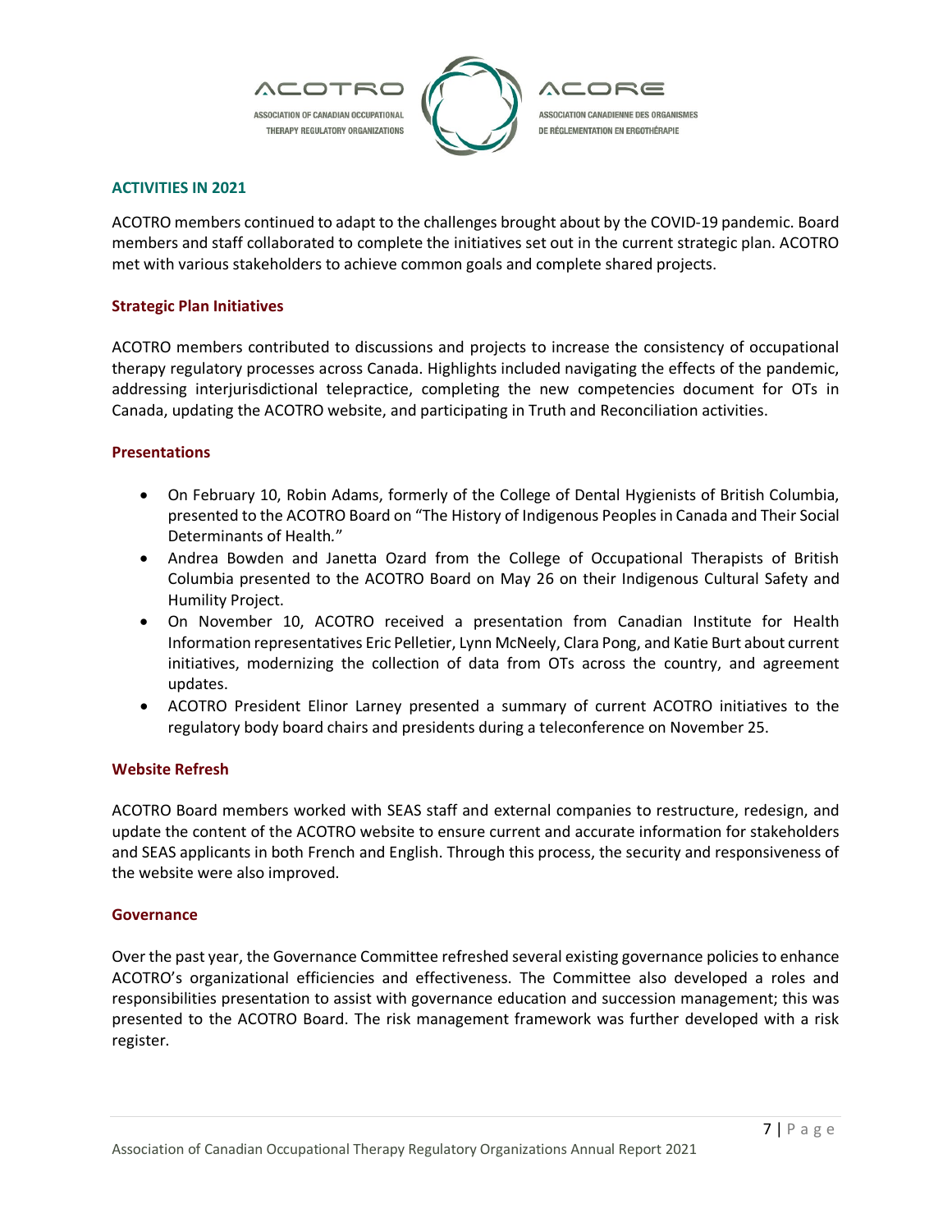## ACTIVITIES IN 2021

ACOTRO members continued to adapt to the challenges brought about by the COVID-19 pandemic. Board members and staff collaborated to complete the initiatives set out in the current strategic plan. ACOTRO met with various stakeholders to achieve common goals and complete shared projects.

### Strategic Plan Initiatives

ACOTRO members contributed to discussions and projects to increase the consistency of occupational therapy regulatory processes across Canada. Highlights included navigating the effects of the pandemic, addressing interjurisdictional telepractice, completing the new competencies document for OTs in Canada, updating the ACOTRO website, and participating in Truth and Reconciliation activities.

### Presentations

- On February 10, Robin Adams, formerly of the College of Dental Hygienists of British Columbia, presented to the ACOTRO Board on "The History of Indigenous Peoples in Canada and Their Social Determinants of Health."
- Andrea Bowden and Janetta Ozard from the College of Occupational Therapists of British Columbia presented to the ACOTRO Board on May 26 on their Indigenous Cultural Safety and Humility Project.
- On November 10, ACOTRO received a presentation from Canadian Institute for Health Information representatives Eric Pelletier, Lynn McNeely, Clara Pong, and Katie Burt about current initiatives, modernizing the collection of data from OTs across the country, and agreement updates.
- ACOTRO President Elinor Larney presented a summary of current ACOTRO initiatives to the regulatory body board chairs and presidents during a teleconference on November 25.

### Website Refresh

ACOTRO Board members worked with SEAS staff and external companies to restructure, redesign, and update the content of the ACOTRO website to ensure current and accurate information for stakeholders and SEAS applicants in both French and English. Through this process, the security and responsiveness of the website were also improved.

### Governance

Over the past year, the Governance Committee refreshed several existing governance policies to enhance ACOTRO's organizational efficiencies and effectiveness. The Committee also developed a roles and responsibilities presentation to assist with governance education and succession management; this was presented to the ACOTRO Board. The risk management framework was further developed with a risk register.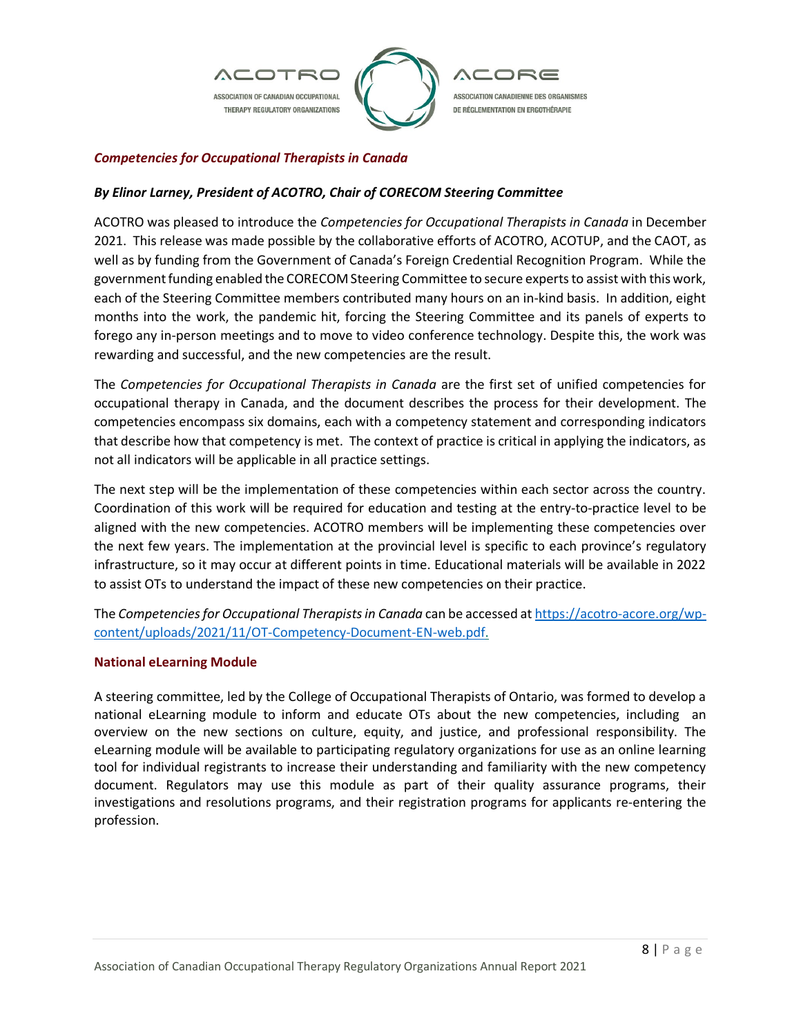## *Competencies for Occupational Therapists in Canada*

### *By Elinor Larney, President of ACOTRO, Chair of CORECOM Steering Committee*

ACOTRO was pleased to introduce the *Competencies for Occupational Therapists in Canada* in December 2021. This release was made possible by the collaborative efforts of ACOTRO, ACOTUP, and the CAOT, as well as by funding from the Government of Canada's Foreign Credential Recognition Program. While the government funding enabled the CORECOM Steering Committee to secure experts to assist with this work, each of the Steering Committee members contributed many hours on an in-kind basis. In addition, eight months into the work, the pandemic hit, forcing the Steering Committee and its panels of experts to forego any in-person meetings and to move to video conference technology. Despite this, the work was rewarding and successful, and the new competencies are the result.

The *Competencies for Occupational Therapists in Canada* are the first set of unified competencies for occupational therapy in Canada, and the document describes the process for their development. The competencies encompass six domains, each with a competency statement and corresponding indicators that describe how that competency is met. The context of practice is critical in applying the indicators, as not all indicators will be applicable in all practice settings.

The next step will be the implementation of these competencies within each sector across the country. Coordination of this work will be required for education and testing at the entry-to-practice level to be aligned with the new competencies. ACOTRO members will be implementing these competencies over the next few years. The implementation at the provincial level is specific to each province's regulatory infrastructure, so it may occur at different points in time. Educational materials will be available in 2022 to assist OTs to understand the impact of these new competencies on their practice.

The *Competencies for Occupational Therapists in Canada* can be accessed at https://acotro-acore.org/wp-content/uploads/2021/11/OT-Competency-Document-EN-web.pdf.

### National eLearning Module

A steering committee, led by the College of Occupational Therapists of Ontario, was formed to develop a national eLearning module to inform and educate OTs about the new competencies, including an overview on the new sections on culture, equity, and justice, and professional responsibility. The eLearning module will be available to participating regulatory organizations for use as an online learning tool for individual registrants to increase their understanding and familiarity with the new competency document. Regulators may use this module as part of their quality assurance programs, their investigations and resolutions programs, and their registration programs for applicants re-entering the profession.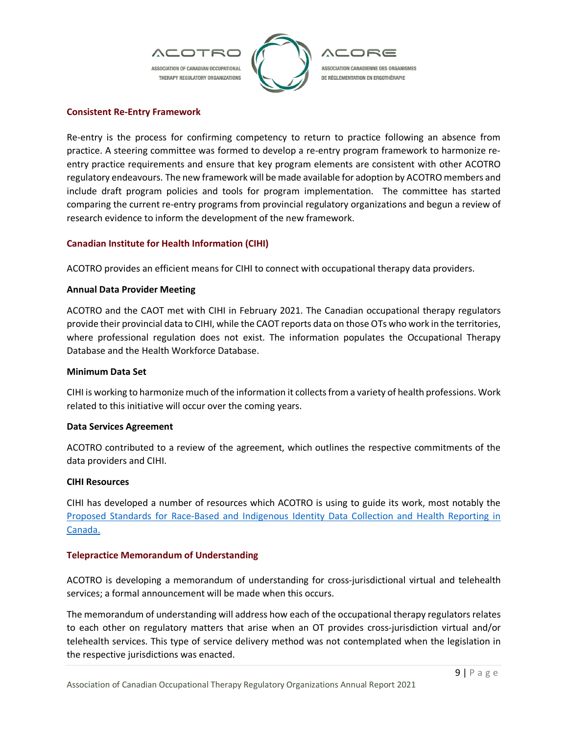## Consistent Re-Entry Framework

Re-entry is the process for confirming competency to return to practice following an absence from practice. A steering committee was formed to develop a re-entry program framework to harmonize re-entry practice requirements and ensure that key program elements are consistent with other ACOTRO regulatory endeavours. The new framework will be made available for adoption by ACOTRO members and include draft program policies and tools for program implementation. The committee has started comparing the current re-entry programs from provincial regulatory organizations and begun a review of research evidence to inform the development of the new framework.

## Canadian Institute for Health Information (CIHI)

ACOTRO provides an efficient means for CIHI to connect with occupational therapy data providers.

### Annual Data Provider Meeting

ACOTRO and the CAOT met with CIHI in February 2021. The Canadian occupational therapy regulators provide their provincial data to CIHI, while the CAOT reports data on those OTs who work in the territories, where professional regulation does not exist. The information populates the Occupational Therapy Database and the Health Workforce Database.

### Minimum Data Set

CIHI is working to harmonize much of the information it collects from a variety of health professions. Work related to this initiative will occur over the coming years.

### Data Services Agreement

ACOTRO contributed to a review of the agreement, which outlines the respective commitments of the data providers and CIHI.

### CIHI Resources

CIHI has developed a number of resources which ACOTRO is using to guide its work, most notably the Proposed Standards for Race-Based and Indigenous Identity Data Collection and Health Reporting in Canada.

## Telepractice Memorandum of Understanding

ACOTRO is developing a memorandum of understanding for cross-jurisdictional virtual and telehealth services; a formal announcement will be made when this occurs.

The memorandum of understanding will address how each of the occupational therapy regulators relates to each other on regulatory matters that arise when an OT provides cross-jurisdiction virtual and/or telehealth services. This type of service delivery method was not contemplated when the legislation in the respective jurisdictions was enacted.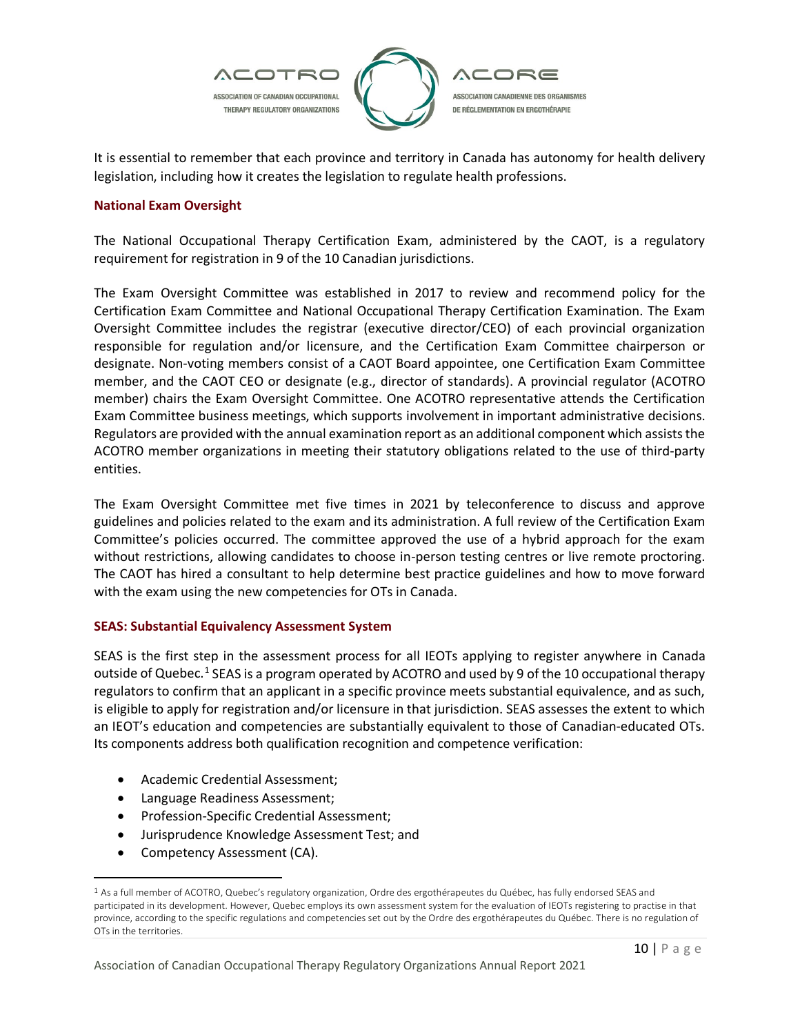It is essential to remember that each province and territory in Canada has autonomy for health delivery legislation, including how it creates the legislation to regulate health professions.

## National Exam Oversight

The National Occupational Therapy Certification Exam, administered by the CAOT, is a regulatory requirement for registration in 9 of the 10 Canadian jurisdictions.

The Exam Oversight Committee was established in 2017 to review and recommend policy for the Certification Exam Committee and National Occupational Therapy Certification Examination. The Exam Oversight Committee includes the registrar (executive director/CEO) of each provincial organization responsible for regulation and/or licensure, and the Certification Exam Committee chairperson or designate. Non-voting members consist of a CAOT Board appointee, one Certification Exam Committee member, and the CAOT CEO or designate (e.g., director of standards). A provincial regulator (ACOTRO member) chairs the Exam Oversight Committee. One ACOTRO representative attends the Certification Exam Committee business meetings, which supports involvement in important administrative decisions. Regulators are provided with the annual examination report as an additional component which assists the ACOTRO member organizations in meeting their statutory obligations related to the use of third-party entities.

The Exam Oversight Committee met five times in 2021 by teleconference to discuss and approve guidelines and policies related to the exam and its administration. A full review of the Certification Exam Committee's policies occurred. The committee approved the use of a hybrid approach for the exam without restrictions, allowing candidates to choose in-person testing centres or live remote proctoring. The CAOT has hired a consultant to help determine best practice guidelines and how to move forward with the exam using the new competencies for OTs in Canada.

## SEAS: Substantial Equivalency Assessment System

SEAS is the first step in the assessment process for all IEOTs applying to register anywhere in Canada outside of Quebec.[1] SEAS is a program operated by ACOTRO and used by 9 of the 10 occupational therapy regulators to confirm that an applicant in a specific province meets substantial equivalence, and as such, is eligible to apply for registration and/or licensure in that jurisdiction. SEAS assesses the extent to which an IEOT's education and competencies are substantially equivalent to those of Canadian-educated OTs. Its components address both qualification recognition and competence verification:

- Academic Credential Assessment;
- Language Readiness Assessment;
- Profession-Specific Credential Assessment;
- Jurisprudence Knowledge Assessment Test; and
- Competency Assessment (CA).

[1] As a full member of ACOTRO, Quebec's regulatory organization, Ordre des ergothérapeutes du Québec, has fully endorsed SEAS and participated in its development. However, Quebec employs its own assessment system for the evaluation of IEOTs registering to practise in that province, according to the specific regulations and competencies set out by the Ordre des ergothérapeutes du Québec. There is no regulation of OTs in the territories.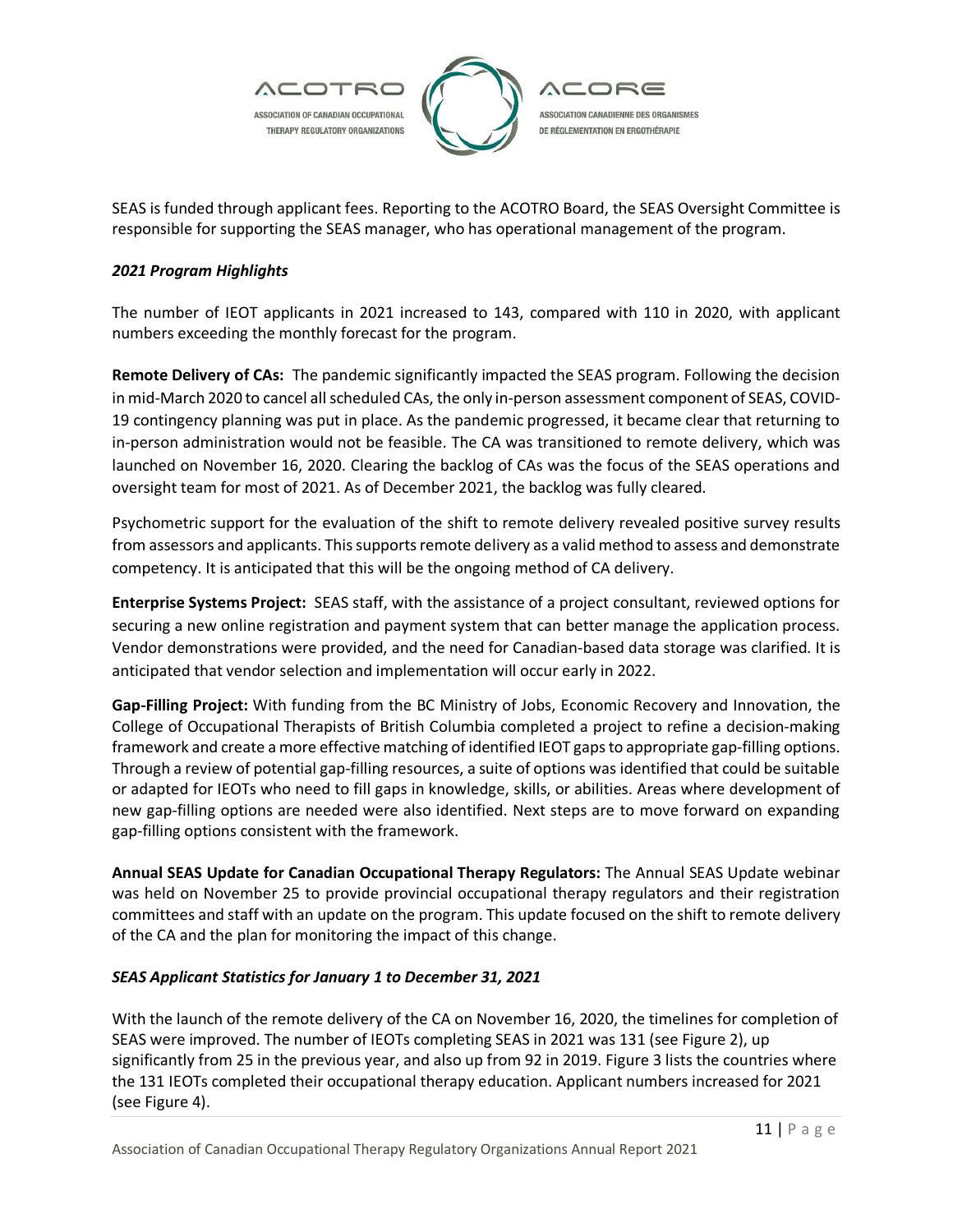SEAS is funded through applicant fees. Reporting to the ACOTRO Board, the SEAS Oversight Committee is responsible for supporting the SEAS manager, who has operational management of the program.

### *2021 Program Highlights*

The number of IEOT applicants in 2021 increased to 143, compared with 110 in 2020, with applicant numbers exceeding the monthly forecast for the program.

**Remote Delivery of CAs:** The pandemic significantly impacted the SEAS program. Following the decision in mid-March 2020 to cancel all scheduled CAs, the only in-person assessment component of SEAS, COVID-19 contingency planning was put in place. As the pandemic progressed, it became clear that returning to in-person administration would not be feasible. The CA was transitioned to remote delivery, which was launched on November 16, 2020. Clearing the backlog of CAs was the focus of the SEAS operations and oversight team for most of 2021. As of December 2021, the backlog was fully cleared.

Psychometric support for the evaluation of the shift to remote delivery revealed positive survey results from assessors and applicants. This supports remote delivery as a valid method to assess and demonstrate competency. It is anticipated that this will be the ongoing method of CA delivery.

**Enterprise Systems Project:** SEAS staff, with the assistance of a project consultant, reviewed options for securing a new online registration and payment system that can better manage the application process. Vendor demonstrations were provided, and the need for Canadian-based data storage was clarified. It is anticipated that vendor selection and implementation will occur early in 2022.

**Gap-Filling Project:** With funding from the BC Ministry of Jobs, Economic Recovery and Innovation, the College of Occupational Therapists of British Columbia completed a project to refine a decision-making framework and create a more effective matching of identified IEOT gaps to appropriate gap-filling options. Through a review of potential gap-filling resources, a suite of options was identified that could be suitable or adapted for IEOTs who need to fill gaps in knowledge, skills, or abilities. Areas where development of new gap-filling options are needed were also identified. Next steps are to move forward on expanding gap-filling options consistent with the framework.

**Annual SEAS Update for Canadian Occupational Therapy Regulators:** The Annual SEAS Update webinar was held on November 25 to provide provincial occupational therapy regulators and their registration committees and staff with an update on the program. This update focused on the shift to remote delivery of the CA and the plan for monitoring the impact of this change.

### *SEAS Applicant Statistics for January 1 to December 31, 2021*

With the launch of the remote delivery of the CA on November 16, 2020, the timelines for completion of SEAS were improved. The number of IEOTs completing SEAS in 2021 was 131 (see Figure 2), up significantly from 25 in the previous year, and also up from 92 in 2019. Figure 3 lists the countries where the 131 IEOTs completed their occupational therapy education. Applicant numbers increased for 2021 (see Figure 4).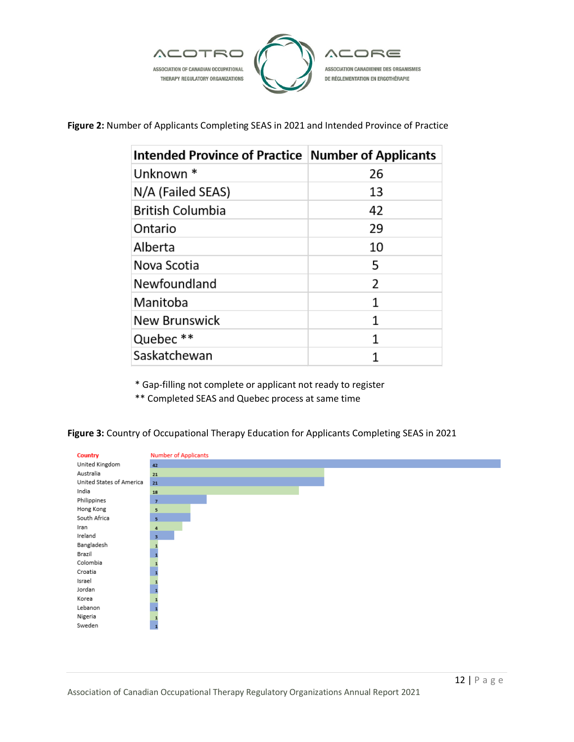**Figure 2:** Number of Applicants Completing SEAS in 2021 and Intended Province of Practice

| Intended Province of Practice | Number of Applicants |
|---|---|
| Unknown * | 26 |
| N/A (Failed SEAS) | 13 |
| British Columbia | 42 |
| Ontario | 29 |
| Alberta | 10 |
| Nova Scotia | 5 |
| Newfoundland | 2 |
| Manitoba | 1 |
| New Brunswick | 1 |
| Quebec ** | 1 |
| Saskatchewan | 1 |

\* Gap-filling not complete or applicant not ready to register

** Completed SEAS and Quebec process at same time

**Figure 3:** Country of Occupational Therapy Education for Applicants Completing SEAS in 2021

| Country | Number of Applicants |
|---|---|
| United Kingdom | 42 |
| Australia | 21 |
| United States of America | 21 |
| India | 18 |
| Philippines | 7 |
| Hong Kong | 5 |
| South Africa | 5 |
| Iran | 4 |
| Ireland | 3 |
| Bangladesh | 1 |
| Brazil | 1 |
| Colombia | 1 |
| Croatia | 1 |
| Israel | 1 |
| Jordan | 1 |
| Korea | 1 |
| Lebanon | 1 |
| Nigeria | 1 |
| Sweden | 1 |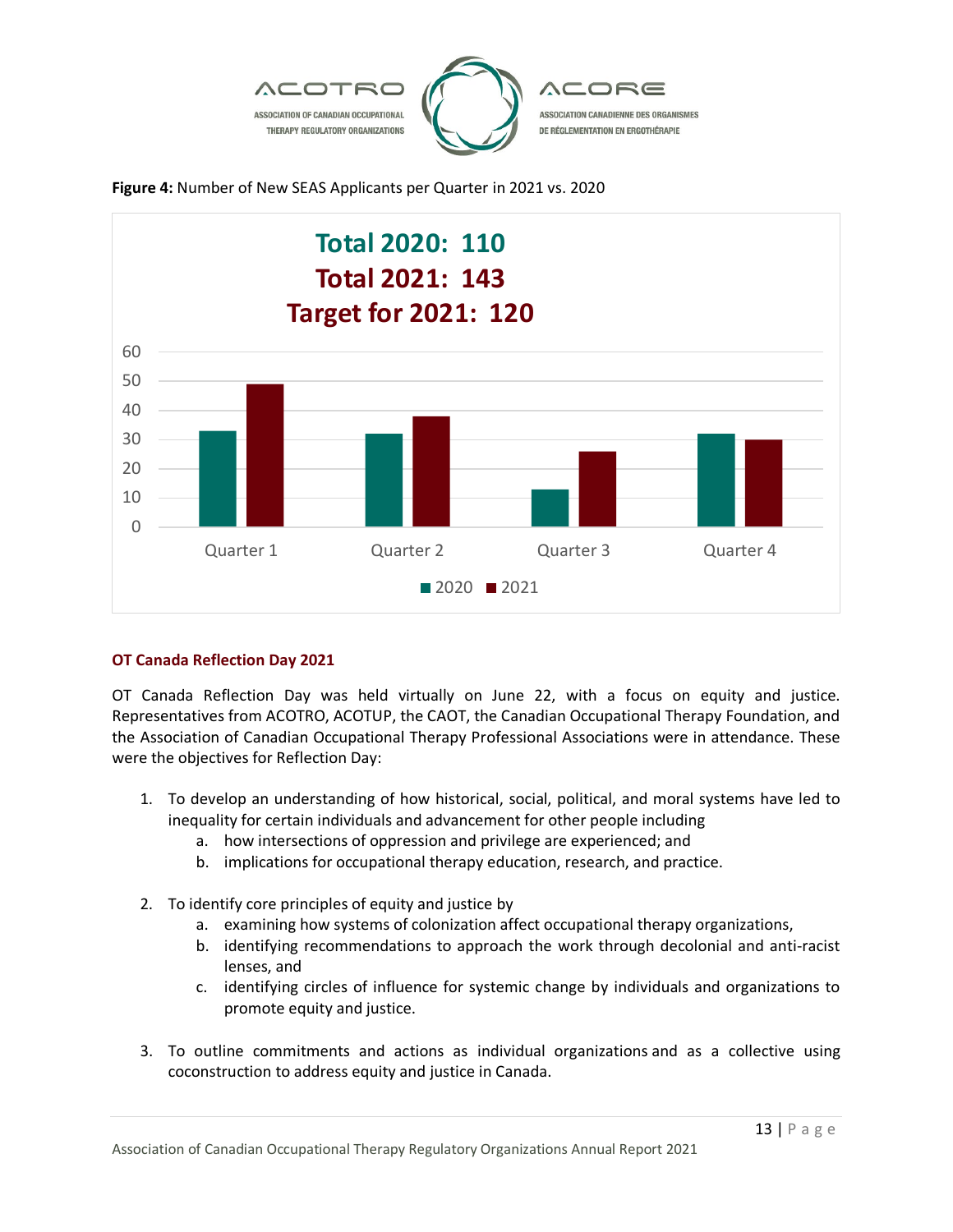**Figure 4:** Number of New SEAS Applicants per Quarter in 2021 vs. 2020

**Total 2020: 110**
**Total 2021: 143**
**Target for 2021: 120**

### OT Canada Reflection Day 2021

OT Canada Reflection Day was held virtually on June 22, with a focus on equity and justice. Representatives from ACOTRO, ACOTUP, the CAOT, the Canadian Occupational Therapy Foundation, and the Association of Canadian Occupational Therapy Professional Associations were in attendance. These were the objectives for Reflection Day:

1. To develop an understanding of how historical, social, political, and moral systems have led to inequality for certain individuals and advancement for other people including
   a. how intersections of oppression and privilege are experienced; and
   b. implications for occupational therapy education, research, and practice.

2. To identify core principles of equity and justice by
   a. examining how systems of colonization affect occupational therapy organizations,
   b. identifying recommendations to approach the work through decolonial and anti-racist lenses, and
   c. identifying circles of influence for systemic change by individuals and organizations to promote equity and justice.

3. To outline commitments and actions as individual organizations and as a collective using coconstruction to address equity and justice in Canada.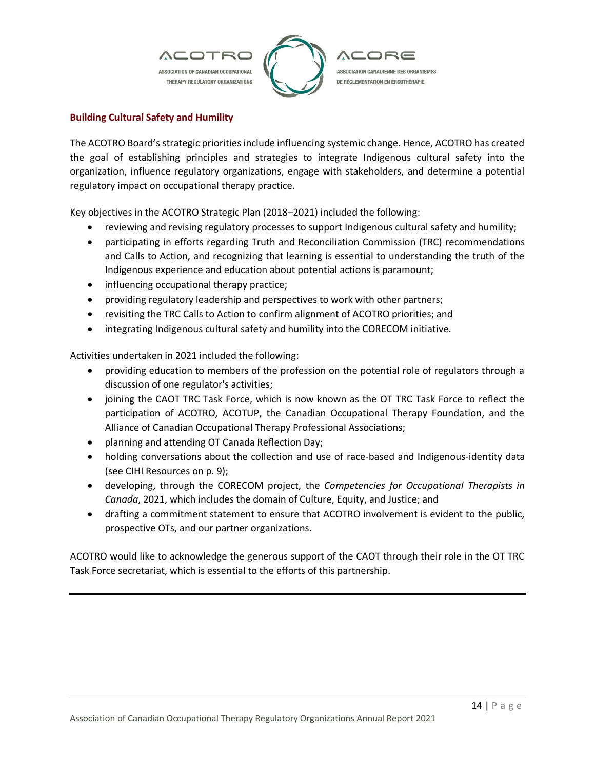## Building Cultural Safety and Humility

The ACOTRO Board's strategic priorities include influencing systemic change. Hence, ACOTRO has created the goal of establishing principles and strategies to integrate Indigenous cultural safety into the organization, influence regulatory organizations, engage with stakeholders, and determine a potential regulatory impact on occupational therapy practice.

Key objectives in the ACOTRO Strategic Plan (2018–2021) included the following:

- reviewing and revising regulatory processes to support Indigenous cultural safety and humility;
- participating in efforts regarding Truth and Reconciliation Commission (TRC) recommendations and Calls to Action, and recognizing that learning is essential to understanding the truth of the Indigenous experience and education about potential actions is paramount;
- influencing occupational therapy practice;
- providing regulatory leadership and perspectives to work with other partners;
- revisiting the TRC Calls to Action to confirm alignment of ACOTRO priorities; and
- integrating Indigenous cultural safety and humility into the CORECOM initiative.

Activities undertaken in 2021 included the following:

- providing education to members of the profession on the potential role of regulators through a discussion of one regulator's activities;
- joining the CAOT TRC Task Force, which is now known as the OT TRC Task Force to reflect the participation of ACOTRO, ACOTUP, the Canadian Occupational Therapy Foundation, and the Alliance of Canadian Occupational Therapy Professional Associations;
- planning and attending OT Canada Reflection Day;
- holding conversations about the collection and use of race-based and Indigenous-identity data (see CIHI Resources on p. 9);
- developing, through the CORECOM project, the *Competencies for Occupational Therapists in Canada*, 2021, which includes the domain of Culture, Equity, and Justice; and
- drafting a commitment statement to ensure that ACOTRO involvement is evident to the public, prospective OTs, and our partner organizations.

ACOTRO would like to acknowledge the generous support of the CAOT through their role in the OT TRC Task Force secretariat, which is essential to the efforts of this partnership.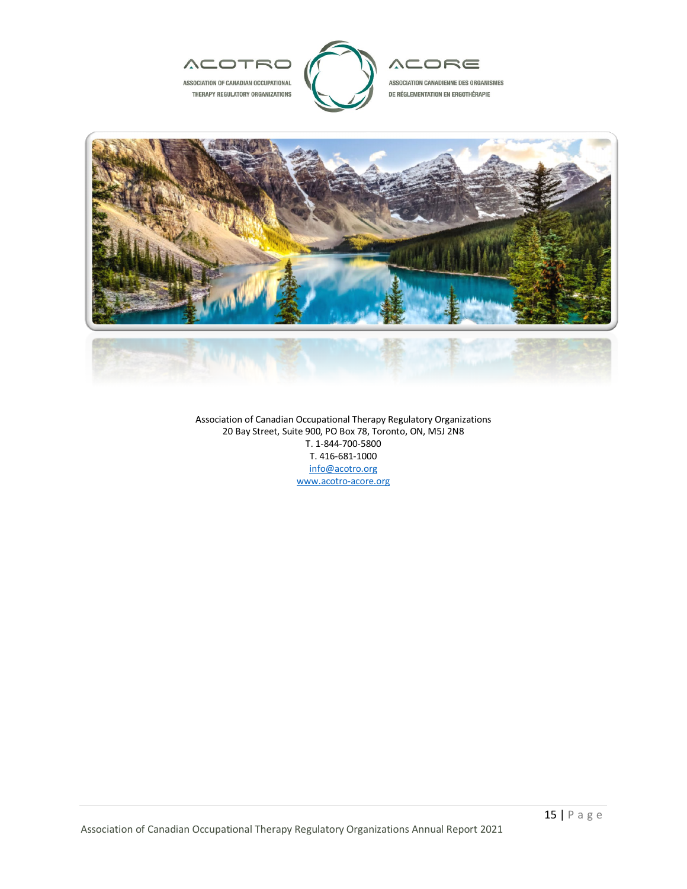ACOTRO

ASSOCIATION OF CANADIAN OCCUPATIONAL THERAPY REGULATORY ORGANIZATIONS

ACORE

ASSOCIATION CANADIENNE DES ORGANISMES DE RÉGLEMENTATION EN ERGOTHÉRAPIE

Association of Canadian Occupational Therapy Regulatory Organizations
20 Bay Street, Suite 900, PO Box 78, Toronto, ON, M5J 2N8
T. 1-844-700-5800
T. 416-681-1000
info@acotro.org
www.acotro-acore.org